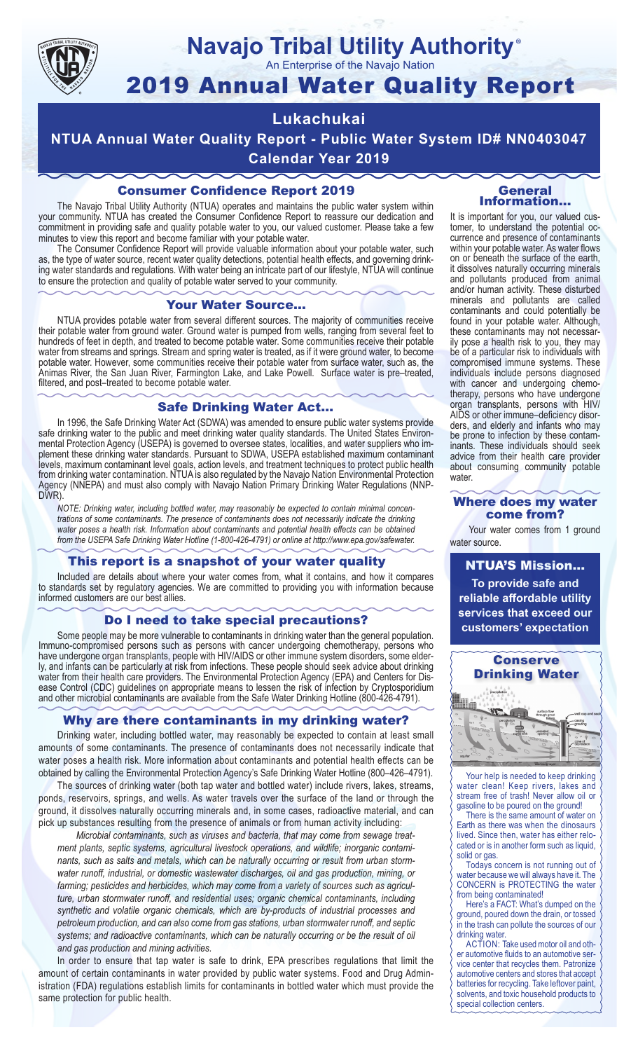# Navajo Tribal Utility Authority®

An Enterprise of the Navajo Nation

# 2019 Annual Water Quality Report

## Lukachukai

## NTUA Annual Water Quality Report - Public Water System ID# NN0403047

## Calendar Year 2019

### Consumer Confidence Report 2019

The Navajo Tribal Utility Authority (NTUA) operates and maintains the public water system within your community. NTUA has created the Consumer Confidence Report to reassure our dedication and commitment in providing safe and quality potable water to you, our valued customer. Please take a few minutes to view this report and become familiar with your potable water.

The Consumer Confidence Report will provide valuable information about your potable water, such as, the type of water source, recent water quality detections, potential health effects, and governing drinking water standards and regulations. With water being an intricate part of our lifestyle, NTUA will continue to ensure the protection and quality of potable water served to your community.

### Your Water Source…

NTUA provides potable water from several different sources. The majority of communities receive their potable water from ground water. Ground water is pumped from wells, ranging from several feet to hundreds of feet in depth, and treated to become potable water. Some communities receive their potable water from streams and springs. Stream and spring water is treated, as if it were ground water, to become potable water. However, some communities receive their potable water from surface water, such as, the Animas River, the San Juan River, Farmington Lake, and Lake Powell. Surface water is pre–treated, filtered, and post–treated to become potable water.

### Safe Drinking Water Act…

In 1996, the Safe Drinking Water Act (SDWA) was amended to ensure public water systems provide safe drinking water to the public and meet drinking water quality standards. The United States Environmental Protection Agency (USEPA) is governed to oversee states, localities, and water suppliers who implement these drinking water standards. Pursuant to SDWA, USEPA established maximum contaminant levels, maximum contaminant level goals, action levels, and treatment techniques to protect public health from drinking water contamination. NTUA is also regulated by the Navajo Nation Environmental Protection Agency (NNEPA) and must also comply with Navajo Nation Primary Drinking Water Regulations (NNPDWR).

*NOTE: Drinking water, including bottled water, may reasonably be expected to contain minimal concentrations of some contaminants. The presence of contaminants does not necessarily indicate the drinking water poses a health risk. Information about contaminants and potential health effects can be obtained from the USEPA Safe Drinking Water Hotline (1-800-426-4791) or online at http://www.epa.gov/safewater.*

### This report is a snapshot of your water quality

Included are details about where your water comes from, what it contains, and how it compares to standards set by regulatory agencies. We are committed to providing you with information because informed customers are our best allies.

### Do I need to take special precautions?

Some people may be more vulnerable to contaminants in drinking water than the general population. Immuno-compromised persons such as persons with cancer undergoing chemotherapy, persons who have undergone organ transplants, people with HIV/AIDS or other immune system disorders, some elderly, and infants can be particularly at risk from infections. These people should seek advice about drinking water from their health care providers. The Environmental Protection Agency (EPA) and Centers for Disease Control (CDC) guidelines on appropriate means to lessen the risk of infection by Cryptosporidium and other microbial contaminants are available from the Safe Water Drinking Hotline (800-426-4791).

### Why are there contaminants in my drinking water?

Drinking water, including bottled water, may reasonably be expected to contain at least small amounts of some contaminants. The presence of contaminants does not necessarily indicate that water poses a health risk. More information about contaminants and potential health effects can be obtained by calling the Environmental Protection Agency's Safe Drinking Water Hotline (800–426–4791).

The sources of drinking water (both tap water and bottled water) include rivers, lakes, streams, ponds, reservoirs, springs, and wells. As water travels over the surface of the land or through the ground, it dissolves naturally occurring minerals and, in some cases, radioactive material, and can pick up substances resulting from the presence of animals or from human activity including:

*Microbial contaminants, such as viruses and bacteria, that may come from sewage treatment plants, septic systems, agricultural livestock operations, and wildlife; inorganic contaminants, such as salts and metals, which can be naturally occurring or result from urban stormwater runoff, industrial, or domestic wastewater discharges, oil and gas production, mining, or farming; pesticides and herbicides, which may come from a variety of sources such as agriculture, urban stormwater runoff, and residential uses; organic chemical contaminants, including synthetic and volatile organic chemicals, which are by-products of industrial processes and petroleum production, and can also come from gas stations, urban stormwater runoff, and septic systems; and radioactive contaminants, which can be naturally occurring or be the result of oil and gas production and mining activities.*

In order to ensure that tap water is safe to drink, EPA prescribes regulations that limit the amount of certain contaminants in water provided by public water systems. Food and Drug Administration (FDA) regulations establish limits for contaminants in bottled water which must provide the same protection for public health.

### General Information…

It is important for you, our valued customer, to understand the potential occurrence and presence of contaminants within your potable water. As water flows on or beneath the surface of the earth, it dissolves naturally occurring minerals and pollutants produced from animal and/or human activity. These disturbed minerals and pollutants are called contaminants and could potentially be found in your potable water. Although, these contaminants may not necessarily pose a health risk to you, they may be of a particular risk to individuals with compromised immune systems. These individuals include persons diagnosed with cancer and undergoing chemotherapy, persons who have undergone organ transplants, persons with HIV/AIDS or other immune–deficiency disorders, and elderly and infants who may be prone to infection by these contaminants. These individuals should seek advice from their health care provider about consuming community potable water.

### Where does my water come from?

Your water comes from 1 ground water source.

### NTUA'S Mission…

**To provide safe and reliable affordable utility services that exceed our customers' expectation**

### Conserve Drinking Water

Your help is needed to keep drinking water clean! Keep rivers, lakes and stream free of trash! Never allow oil or gasoline to be poured on the ground!

There is the same amount of water on Earth as there was when the dinosaurs lived. Since then, water has either relocated or is in another form such as liquid, solid or gas.

Todays concern is not running out of water because we will always have it. The CONCERN is PROTECTING the water from being contaminated!

Here's a FACT: What's dumped on the ground, poured down the drain, or tossed in the trash can pollute the sources of our drinking water.

ACTION: Take used motor oil and other automotive fluids to an automotive service center that recycles them. Patronize automotive centers and stores that accept batteries for recycling. Take leftover paint, solvents, and toxic household products to special collection centers.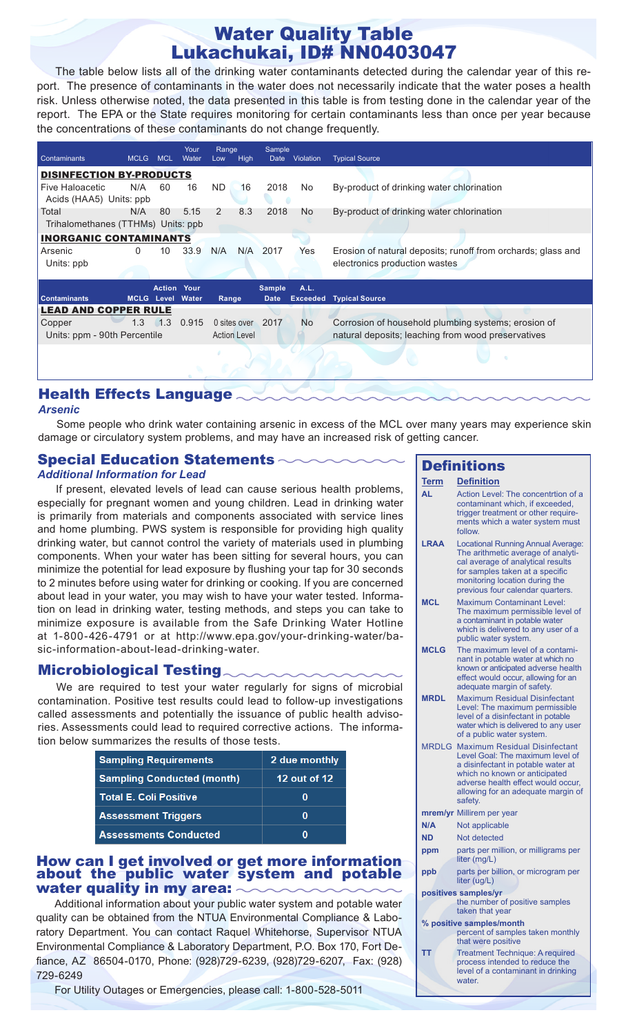# Water Quality Table
# Lukachukai, ID# NN0403047

The table below lists all of the drinking water contaminants detected during the calendar year of this report. The presence of contaminants in the water does not necessarily indicate that the water poses a health risk. Unless otherwise noted, the data presented in this table is from testing done in the calendar year of the report. The EPA or the State requires monitoring for certain contaminants less than once per year because the concentrations of these contaminants do not change frequently.

| Contaminants | MCLG | MCL | Your Water | Range Low | Range High | Sample Date | Violation | Typical Source |
|---|---|---|---|---|---|---|---|---|
| **DISINFECTION BY-PRODUCTS** | | | | | | | | |
| Five Haloacetic Acids (HAA5) Units: ppb | N/A | 60 | 16 | ND | 16 | 2018 | No | By-product of drinking water chlorination |
| Total Trihalomethanes (TTHMs) Units: ppb | N/A | 80 | 5.15 | 2 | 8.3 | 2018 | No | By-product of drinking water chlorination |
| **INORGANIC CONTAMINANTS** | | | | | | | | |
| Arsenic Units: ppb | 0 | 10 | 33.9 | N/A | N/A | 2017 | Yes | Erosion of natural deposits; runoff from orchards; glass and electronics production wastes |

| Contaminants | MCLG | Action Level | Your Water | Range | Sample Date | A.L. Exceeded | Typical Source |
|---|---|---|---|---|---|---|---|
| **LEAD AND COPPER RULE** | | | | | | | |
| Copper Units: ppm - 90th Percentile | 1.3 | 1.3 | 0.915 | 0 sites over Action Level | 2017 | No | Corrosion of household plumbing systems; erosion of natural deposits; leaching from wood preservatives |

## Health Effects Language

### *Arsenic*

Some people who drink water containing arsenic in excess of the MCL over many years may experience skin damage or circulatory system problems, and may have an increased risk of getting cancer.

## Special Education Statements

### *Additional Information for Lead*

If present, elevated levels of lead can cause serious health problems, especially for pregnant women and young children. Lead in drinking water is primarily from materials and components associated with service lines and home plumbing. PWS system is responsible for providing high quality drinking water, but cannot control the variety of materials used in plumbing components. When your water has been sitting for several hours, you can minimize the potential for lead exposure by flushing your tap for 30 seconds to 2 minutes before using water for drinking or cooking. If you are concerned about lead in your water, you may wish to have your water tested. Information on lead in drinking water, testing methods, and steps you can take to minimize exposure is available from the Safe Drinking Water Hotline at 1-800-426-4791 or at http://www.epa.gov/your-drinking-water/basic-information-about-lead-drinking-water.

## Microbiological Testing

We are required to test your water regularly for signs of microbial contamination. Positive test results could lead to follow-up investigations called assessments and potentially the issuance of public health advisories. Assessments could lead to required corrective actions. The information below summarizes the results of those tests.

| Sampling Requirements | 2 due monthly |
|---|---|
| Sampling Conducted (month) | 12 out of 12 |
| Total E. Coli Positive | 0 |
| Assessment Triggers | 0 |
| Assessments Conducted | 0 |

## How can I get involved or get more information about the public water system and potable water quality in my area:

Additional information about your public water system and potable water quality can be obtained from the NTUA Environmental Compliance & Laboratory Department. You can contact Raquel Whitehorse, Supervisor NTUA Environmental Compliance & Laboratory Department, P.O. Box 170, Fort Defiance, AZ 86504-0170, Phone: (928)729-6239, (928)729-6207, Fax: (928) 729-6249

For Utility Outages or Emergencies, please call: 1-800-528-5011

## Definitions

| Term | Definition |
|---|---|
| AL | Action Level: The concentrtion of a contaminant which, if exceeded, trigger treatment or other requirements which a water system must follow. |
| LRAA | Locational Running Annual Average: The arithmetic average of analytical average of analytical results for samples taken at a specific monitoring location during the previous four calendar quarters. |
| MCL | Maximum Contaminant Level: The maximum permissible level of a contaminant in potable water which is delivered to any user of a public water system. |
| MCLG | The maximum level of a contaminant in potable water at which no known or anticipated adverse health effect would occur, allowing for an adequate margin of safety. |
| MRDL | Maximum Residual Disinfectant Level: The maximum permissible level of a disinfectant in potable water which is delivered to any user of a public water system. |
| MRDLG | Maximum Residual Disinfectant Level Goal: The maximum level of a disinfectant in potable water at which no known or anticipated adverse health effect would occur, allowing for an adequate margin of safety. |
| mrem/yr | Millirem per year |
| N/A | Not applicable |
| ND | Not detected |
| ppm | parts per million, or milligrams per liter (mg/L) |
| ppb | parts per billion, or microgram per liter (ug/L) |
| positives samples/yr | the number of positive samples taken that year |
| % positive samples/month | percent of samples taken monthly that were positive |
| TT | Treatment Technique: A required process intended to reduce the level of a contaminant in drinking water. |